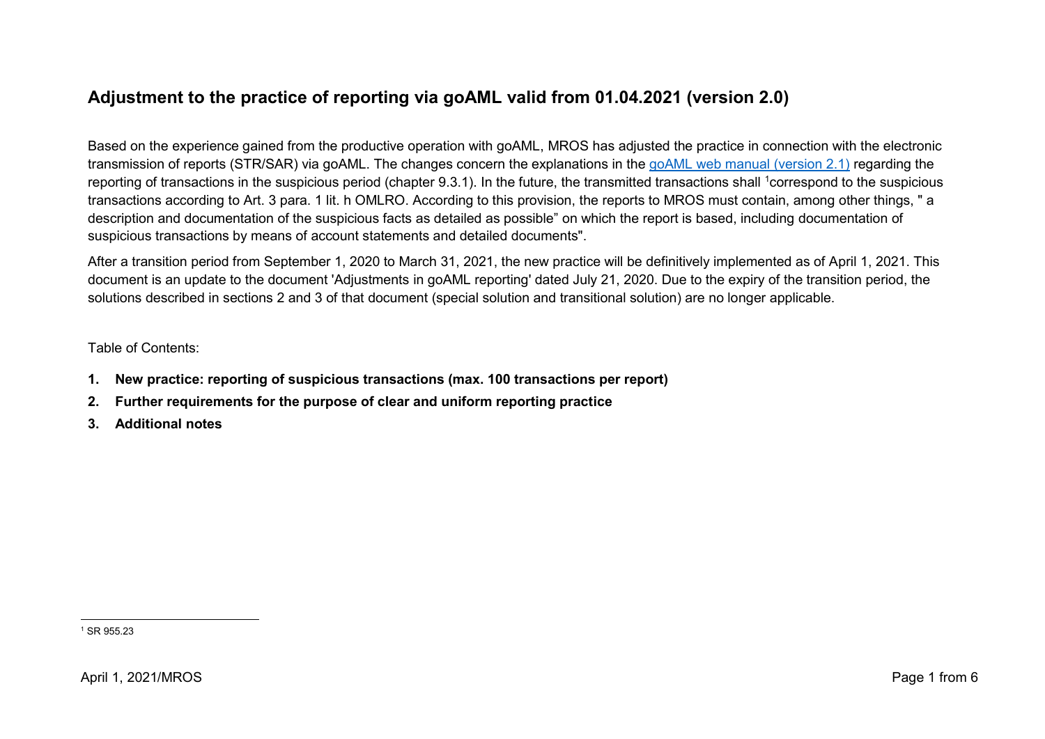# Adjustment to the practice of reporting via goAML valid from 01.04.2021 (version 2.0)

Based on the experience gained from the productive operation with goAML, MROS has adjusted the practice in connection with the electronic transmission of reports (STR/SAR) via goAML. The changes concern the explanations in the [goAML web manual (version 2.1)] regarding the reporting of transactions in the suspicious period (chapter 9.3.1). In the future, the transmitted transactions shall [1]correspond to the suspicious transactions according to Art. 3 para. 1 lit. h OMLRO. According to this provision, the reports to MROS must contain, among other things, " a description and documentation of the suspicious facts as detailed as possible" on which the report is based, including documentation of suspicious transactions by means of account statements and detailed documents".

After a transition period from September 1, 2020 to March 31, 2021, the new practice will be definitively implemented as of April 1, 2021. This document is an update to the document 'Adjustments in goAML reporting' dated July 21, 2020. Due to the expiry of the transition period, the solutions described in sections 2 and 3 of that document (special solution and transitional solution) are no longer applicable.

Table of Contents:

1. **New practice: reporting of suspicious transactions (max. 100 transactions per report)**
2. **Further requirements for the purpose of clear and uniform reporting practice**
3. **Additional notes**

[1] SR 955.23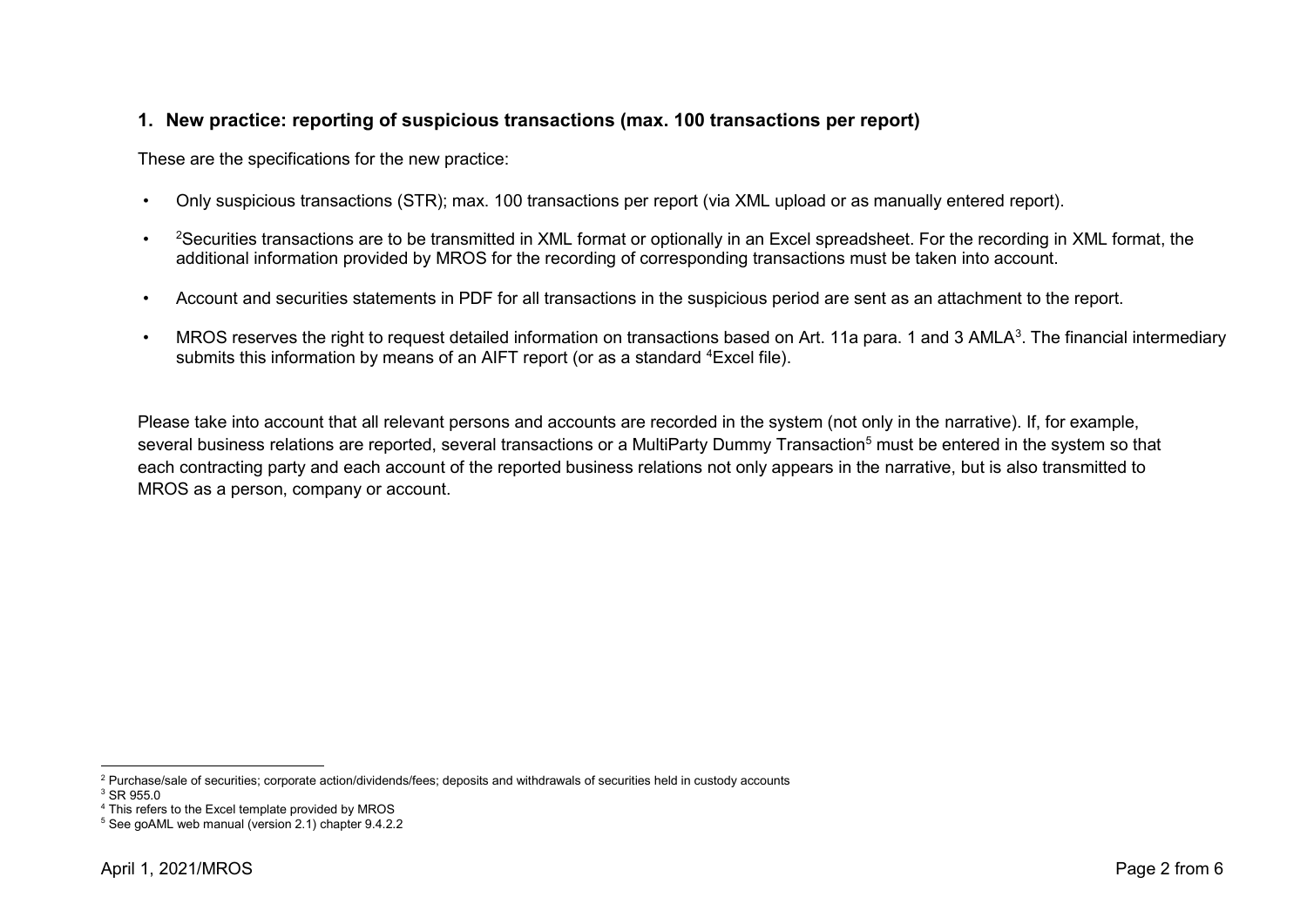## 1. New practice: reporting of suspicious transactions (max. 100 transactions per report)

These are the specifications for the new practice:

- Only suspicious transactions (STR); max. 100 transactions per report (via XML upload or as manually entered report).
- [2]Securities transactions are to be transmitted in XML format or optionally in an Excel spreadsheet. For the recording in XML format, the additional information provided by MROS for the recording of corresponding transactions must be taken into account.
- Account and securities statements in PDF for all transactions in the suspicious period are sent as an attachment to the report.
- MROS reserves the right to request detailed information on transactions based on Art. 11a para. 1 and 3 AMLA[3]. The financial intermediary submits this information by means of an AIFT report (or as a standard [4]Excel file).

Please take into account that all relevant persons and accounts are recorded in the system (not only in the narrative). If, for example, several business relations are reported, several transactions or a MultiParty Dummy Transaction[5] must be entered in the system so that each contracting party and each account of the reported business relations not only appears in the narrative, but is also transmitted to MROS as a person, company or account.

---

[2] Purchase/sale of securities; corporate action/dividends/fees; deposits and withdrawals of securities held in custody accounts

[3] SR 955.0

[4] This refers to the Excel template provided by MROS

[5] See goAML web manual (version 2.1) chapter 9.4.2.2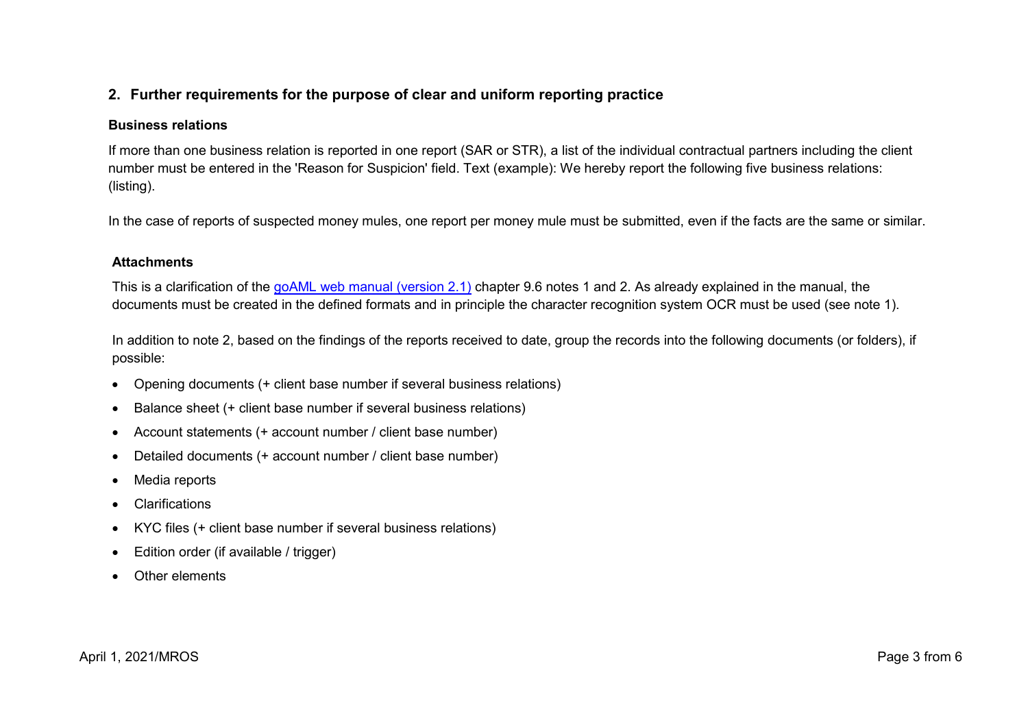## 2. Further requirements for the purpose of clear and uniform reporting practice

**Business relations**

If more than one business relation is reported in one report (SAR or STR), a list of the individual contractual partners including the client number must be entered in the 'Reason for Suspicion' field. Text (example): We hereby report the following five business relations: (listing).

In the case of reports of suspected money mules, one report per money mule must be submitted, even if the facts are the same or similar.

**Attachments**

This is a clarification of the goAML web manual (version 2.1) chapter 9.6 notes 1 and 2. As already explained in the manual, the documents must be created in the defined formats and in principle the character recognition system OCR must be used (see note 1).

In addition to note 2, based on the findings of the reports received to date, group the records into the following documents (or folders), if possible:

- Opening documents (+ client base number if several business relations)
- Balance sheet (+ client base number if several business relations)
- Account statements (+ account number / client base number)
- Detailed documents (+ account number / client base number)
- Media reports
- Clarifications
- KYC files (+ client base number if several business relations)
- Edition order (if available / trigger)
- Other elements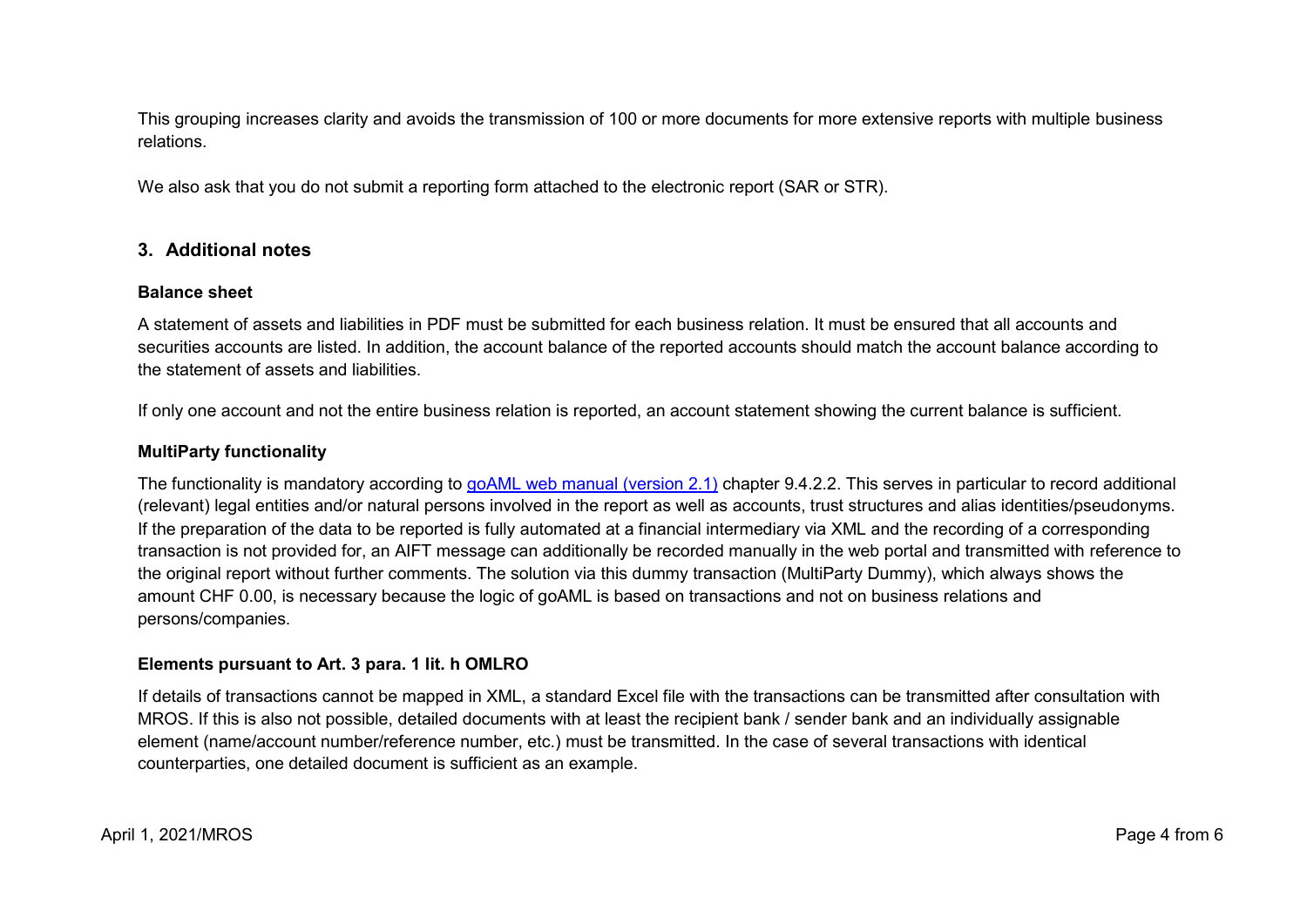This grouping increases clarity and avoids the transmission of 100 or more documents for more extensive reports with multiple business relations.

We also ask that you do not submit a reporting form attached to the electronic report (SAR or STR).

## 3. Additional notes

### Balance sheet

A statement of assets and liabilities in PDF must be submitted for each business relation. It must be ensured that all accounts and securities accounts are listed. In addition, the account balance of the reported accounts should match the account balance according to the statement of assets and liabilities.

If only one account and not the entire business relation is reported, an account statement showing the current balance is sufficient.

### MultiParty functionality

The functionality is mandatory according to goAML web manual (version 2.1) chapter 9.4.2.2. This serves in particular to record additional (relevant) legal entities and/or natural persons involved in the report as well as accounts, trust structures and alias identities/pseudonyms. If the preparation of the data to be reported is fully automated at a financial intermediary via XML and the recording of a corresponding transaction is not provided for, an AIFT message can additionally be recorded manually in the web portal and transmitted with reference to the original report without further comments. The solution via this dummy transaction (MultiParty Dummy), which always shows the amount CHF 0.00, is necessary because the logic of goAML is based on transactions and not on business relations and persons/companies.

### Elements pursuant to Art. 3 para. 1 lit. h OMLRO

If details of transactions cannot be mapped in XML, a standard Excel file with the transactions can be transmitted after consultation with MROS. If this is also not possible, detailed documents with at least the recipient bank / sender bank and an individually assignable element (name/account number/reference number, etc.) must be transmitted. In the case of several transactions with identical counterparties, one detailed document is sufficient as an example.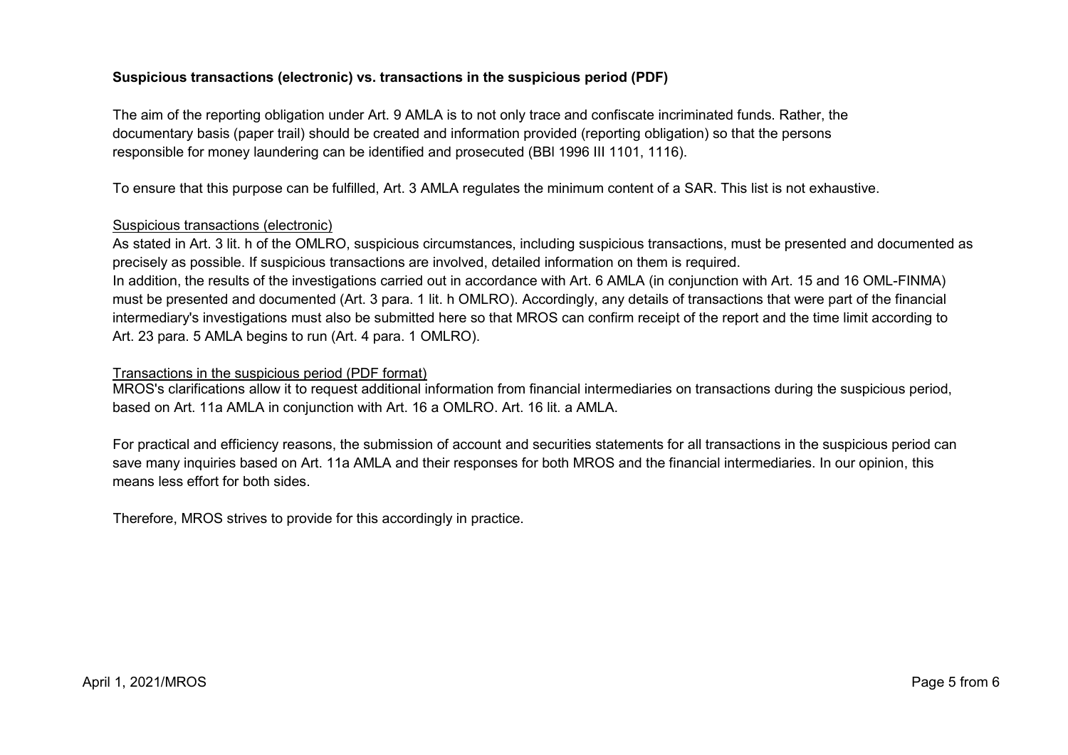**Suspicious transactions (electronic) vs. transactions in the suspicious period (PDF)**

The aim of the reporting obligation under Art. 9 AMLA is to not only trace and confiscate incriminated funds. Rather, the documentary basis (paper trail) should be created and information provided (reporting obligation) so that the persons responsible for money laundering can be identified and prosecuted (BBl 1996 III 1101, 1116).

To ensure that this purpose can be fulfilled, Art. 3 AMLA regulates the minimum content of a SAR. This list is not exhaustive.

<u>Suspicious transactions (electronic)</u>

As stated in Art. 3 lit. h of the OMLRO, suspicious circumstances, including suspicious transactions, must be presented and documented as precisely as possible. If suspicious transactions are involved, detailed information on them is required.
In addition, the results of the investigations carried out in accordance with Art. 6 AMLA (in conjunction with Art. 15 and 16 OML-FINMA) must be presented and documented (Art. 3 para. 1 lit. h OMLRO). Accordingly, any details of transactions that were part of the financial intermediary's investigations must also be submitted here so that MROS can confirm receipt of the report and the time limit according to Art. 23 para. 5 AMLA begins to run (Art. 4 para. 1 OMLRO).

<u>Transactions in the suspicious period (PDF format)</u>

MROS's clarifications allow it to request additional information from financial intermediaries on transactions during the suspicious period, based on Art. 11a AMLA in conjunction with Art. 16 a OMLRO. Art. 16 lit. a AMLA.

For practical and efficiency reasons, the submission of account and securities statements for all transactions in the suspicious period can save many inquiries based on Art. 11a AMLA and their responses for both MROS and the financial intermediaries. In our opinion, this means less effort for both sides.

Therefore, MROS strives to provide for this accordingly in practice.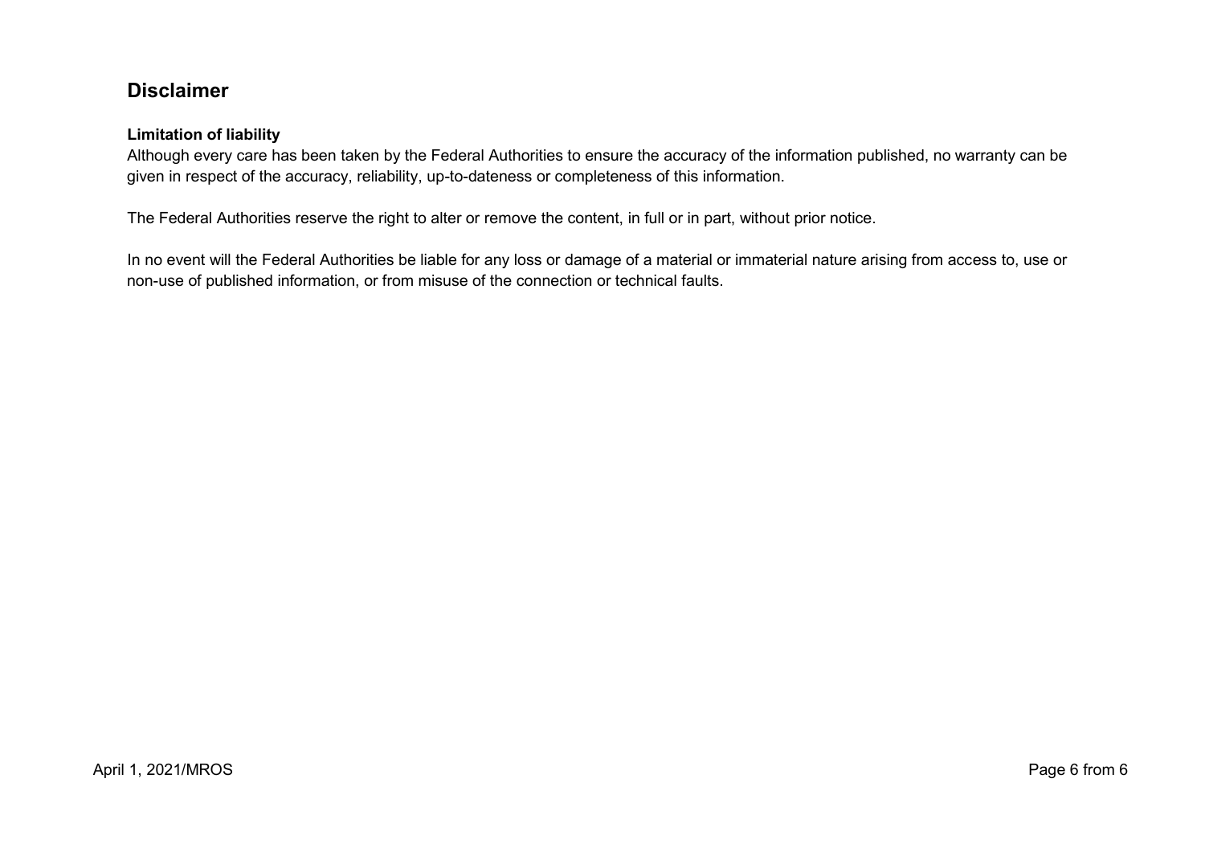## Disclaimer

**Limitation of liability**

Although every care has been taken by the Federal Authorities to ensure the accuracy of the information published, no warranty can be given in respect of the accuracy, reliability, up-to-dateness or completeness of this information.

The Federal Authorities reserve the right to alter or remove the content, in full or in part, without prior notice.

In no event will the Federal Authorities be liable for any loss or damage of a material or immaterial nature arising from access to, use or non-use of published information, or from misuse of the connection or technical faults.